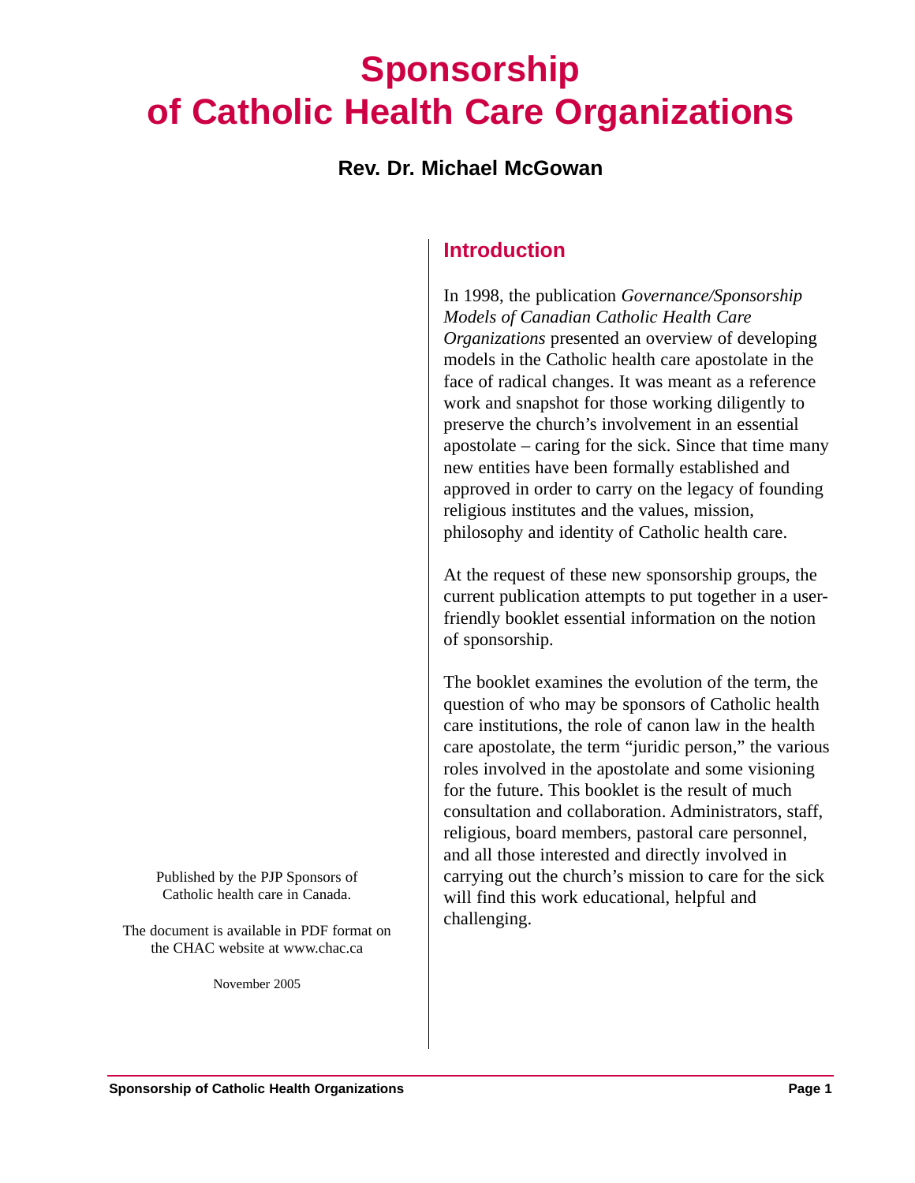# Sponsorship of Catholic Health Care Organizations

**Rev. Dr. Michael McGowan**

## Introduction

In 1998, the publication *Governance/Sponsorship Models of Canadian Catholic Health Care Organizations* presented an overview of developing models in the Catholic health care apostolate in the face of radical changes. It was meant as a reference work and snapshot for those working diligently to preserve the church's involvement in an essential apostolate – caring for the sick. Since that time many new entities have been formally established and approved in order to carry on the legacy of founding religious institutes and the values, mission, philosophy and identity of Catholic health care.

At the request of these new sponsorship groups, the current publication attempts to put together in a user-friendly booklet essential information on the notion of sponsorship.

The booklet examines the evolution of the term, the question of who may be sponsors of Catholic health care institutions, the role of canon law in the health care apostolate, the term "juridic person," the various roles involved in the apostolate and some visioning for the future. This booklet is the result of much consultation and collaboration. Administrators, staff, religious, board members, pastoral care personnel, and all those interested and directly involved in carrying out the church's mission to care for the sick will find this work educational, helpful and challenging.

Published by the PJP Sponsors of Catholic health care in Canada.

The document is available in PDF format on the CHAC website at www.chac.ca

November 2005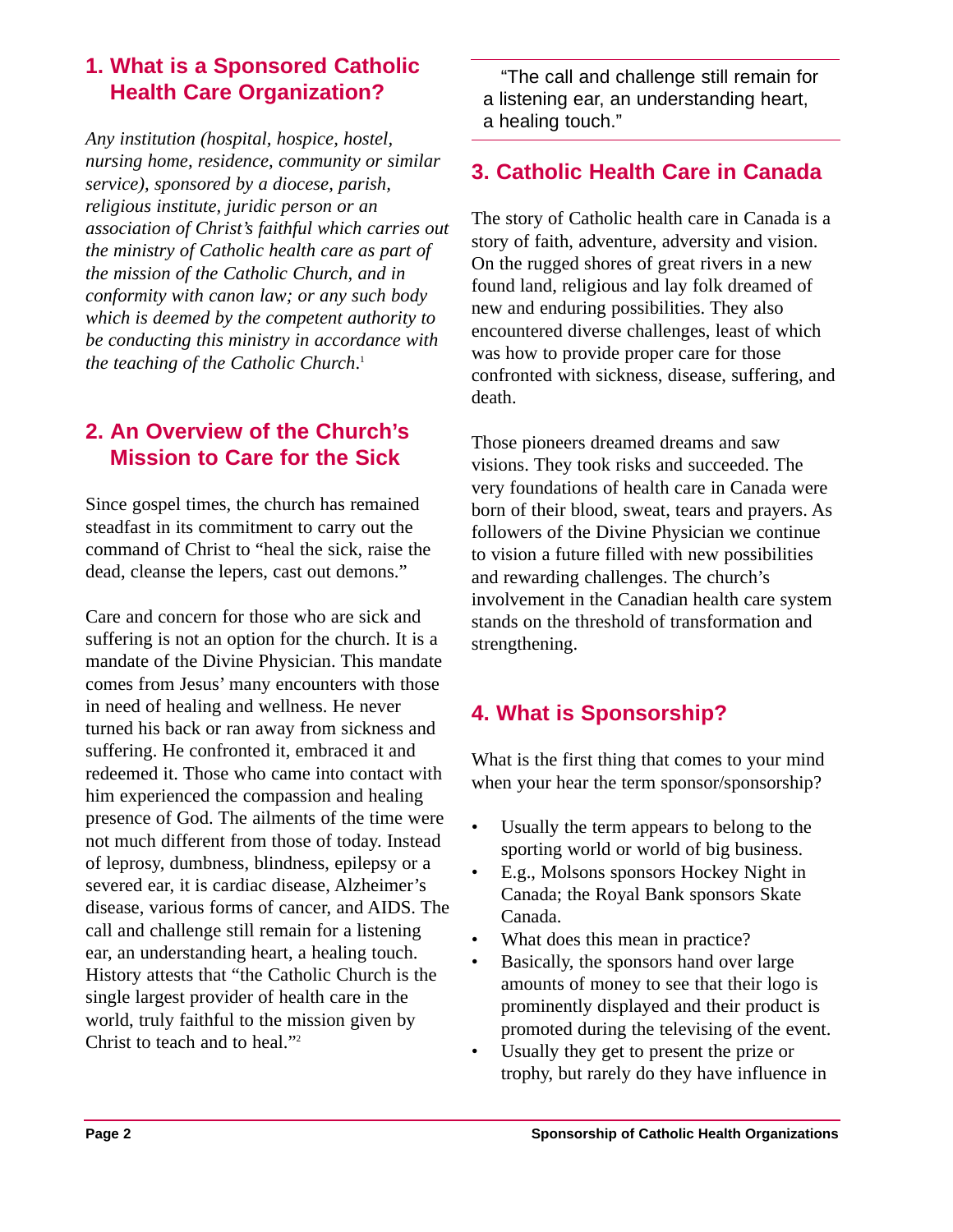## 1. What is a Sponsored Catholic Health Care Organization?

*Any institution (hospital, hospice, hostel, nursing home, residence, community or similar service), sponsored by a diocese, parish, religious institute, juridic person or an association of Christ's faithful which carries out the ministry of Catholic health care as part of the mission of the Catholic Church, and in conformity with canon law; or any such body which is deemed by the competent authority to be conducting this ministry in accordance with the teaching of the Catholic Church.*[1]

## 2. An Overview of the Church's Mission to Care for the Sick

Since gospel times, the church has remained steadfast in its commitment to carry out the command of Christ to "heal the sick, raise the dead, cleanse the lepers, cast out demons."

Care and concern for those who are sick and suffering is not an option for the church. It is a mandate of the Divine Physician. This mandate comes from Jesus' many encounters with those in need of healing and wellness. He never turned his back or ran away from sickness and suffering. He confronted it, embraced it and redeemed it. Those who came into contact with him experienced the compassion and healing presence of God. The ailments of the time were not much different from those of today. Instead of leprosy, dumbness, blindness, epilepsy or a severed ear, it is cardiac disease, Alzheimer's disease, various forms of cancer, and AIDS. The call and challenge still remain for a listening ear, an understanding heart, a healing touch. History attests that "the Catholic Church is the single largest provider of health care in the world, truly faithful to the mission given by Christ to teach and to heal."[2]

> "The call and challenge still remain for a listening ear, an understanding heart, a healing touch."

## 3. Catholic Health Care in Canada

The story of Catholic health care in Canada is a story of faith, adventure, adversity and vision. On the rugged shores of great rivers in a new found land, religious and lay folk dreamed of new and enduring possibilities. They also encountered diverse challenges, least of which was how to provide proper care for those confronted with sickness, disease, suffering, and death.

Those pioneers dreamed dreams and saw visions. They took risks and succeeded. The very foundations of health care in Canada were born of their blood, sweat, tears and prayers. As followers of the Divine Physician we continue to vision a future filled with new possibilities and rewarding challenges. The church's involvement in the Canadian health care system stands on the threshold of transformation and strengthening.

## 4. What is Sponsorship?

What is the first thing that comes to your mind when your hear the term sponsor/sponsorship?

- Usually the term appears to belong to the sporting world or world of big business.
- E.g., Molsons sponsors Hockey Night in Canada; the Royal Bank sponsors Skate Canada.
- What does this mean in practice?
- Basically, the sponsors hand over large amounts of money to see that their logo is prominently displayed and their product is promoted during the televising of the event.
- Usually they get to present the prize or trophy, but rarely do they have influence in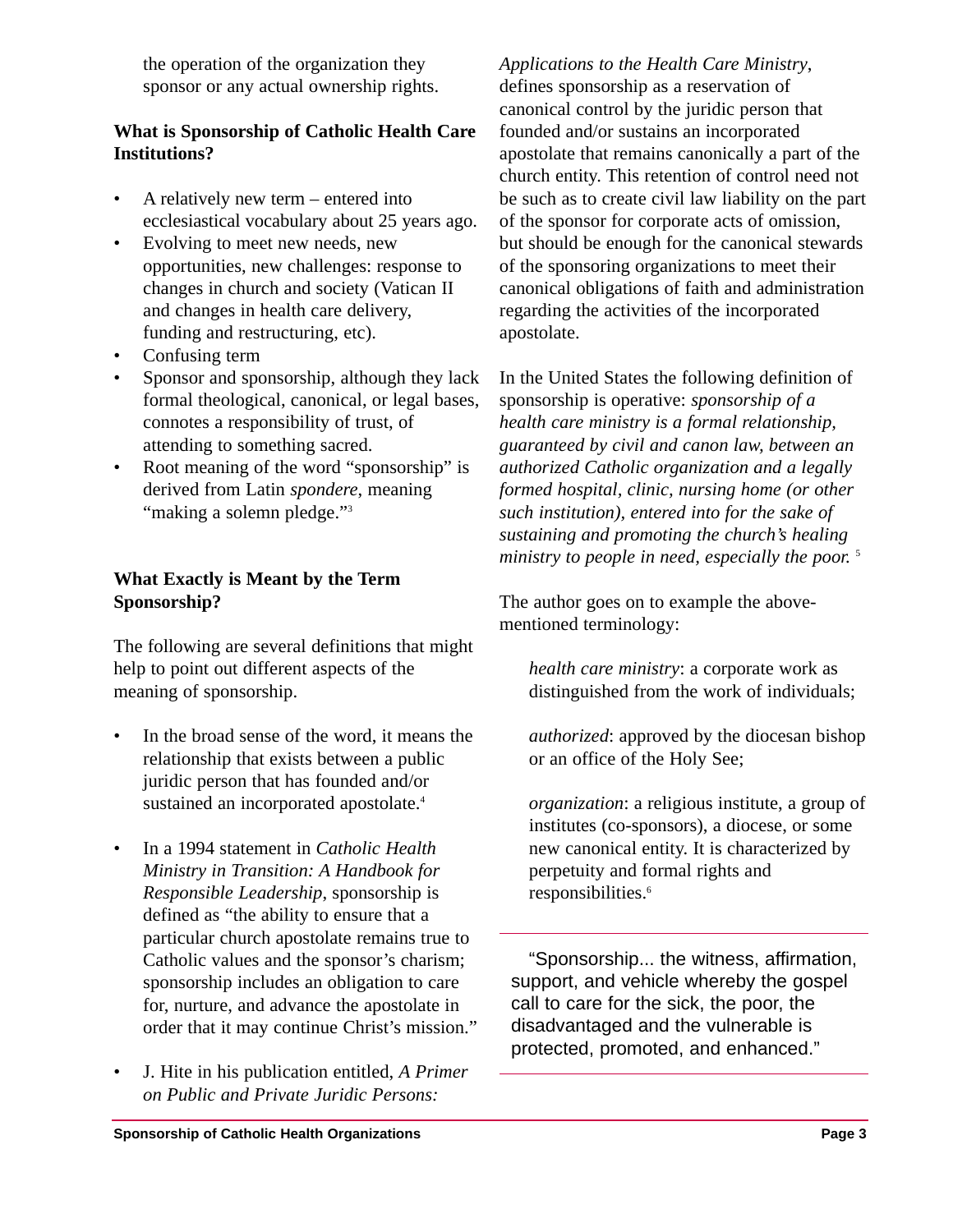the operation of the organization they sponsor or any actual ownership rights.

### What is Sponsorship of Catholic Health Care Institutions?

- A relatively new term – entered into ecclesiastical vocabulary about 25 years ago.
- Evolving to meet new needs, new opportunities, new challenges: response to changes in church and society (Vatican II and changes in health care delivery, funding and restructuring, etc).
- Confusing term
- Sponsor and sponsorship, although they lack formal theological, canonical, or legal bases, connotes a responsibility of trust, of attending to something sacred.
- Root meaning of the word "sponsorship" is derived from Latin *spondere*, meaning "making a solemn pledge."[3]

### What Exactly is Meant by the Term Sponsorship?

The following are several definitions that might help to point out different aspects of the meaning of sponsorship.

- In the broad sense of the word, it means the relationship that exists between a public juridic person that has founded and/or sustained an incorporated apostolate.[4]

- In a 1994 statement in *Catholic Health Ministry in Transition: A Handbook for Responsible Leadership*, sponsorship is defined as "the ability to ensure that a particular church apostolate remains true to Catholic values and the sponsor's charism; sponsorship includes an obligation to care for, nurture, and advance the apostolate in order that it may continue Christ's mission."

- J. Hite in his publication entitled, *A Primer on Public and Private Juridic Persons: Applications to the Health Care Ministry*, defines sponsorship as a reservation of canonical control by the juridic person that founded and/or sustains an incorporated apostolate that remains canonically a part of the church entity. This retention of control need not be such as to create civil law liability on the part of the sponsor for corporate acts of omission, but should be enough for the canonical stewards of the sponsoring organizations to meet their canonical obligations of faith and administration regarding the activities of the incorporated apostolate.

In the United States the following definition of sponsorship is operative: *sponsorship of a health care ministry is a formal relationship, guaranteed by civil and canon law, between an authorized Catholic organization and a legally formed hospital, clinic, nursing home (or other such institution), entered into for the sake of sustaining and promoting the church's healing ministry to people in need, especially the poor.* [5]

The author goes on to example the above-mentioned terminology:

> *health care ministry*: a corporate work as distinguished from the work of individuals;
>
> *authorized*: approved by the diocesan bishop or an office of the Holy See;
>
> *organization*: a religious institute, a group of institutes (co-sponsors), a diocese, or some new canonical entity. It is characterized by perpetuity and formal rights and responsibilities.[6]

---

"Sponsorship... the witness, affirmation, support, and vehicle whereby the gospel call to care for the sick, the poor, the disadvantaged and the vulnerable is protected, promoted, and enhanced."

---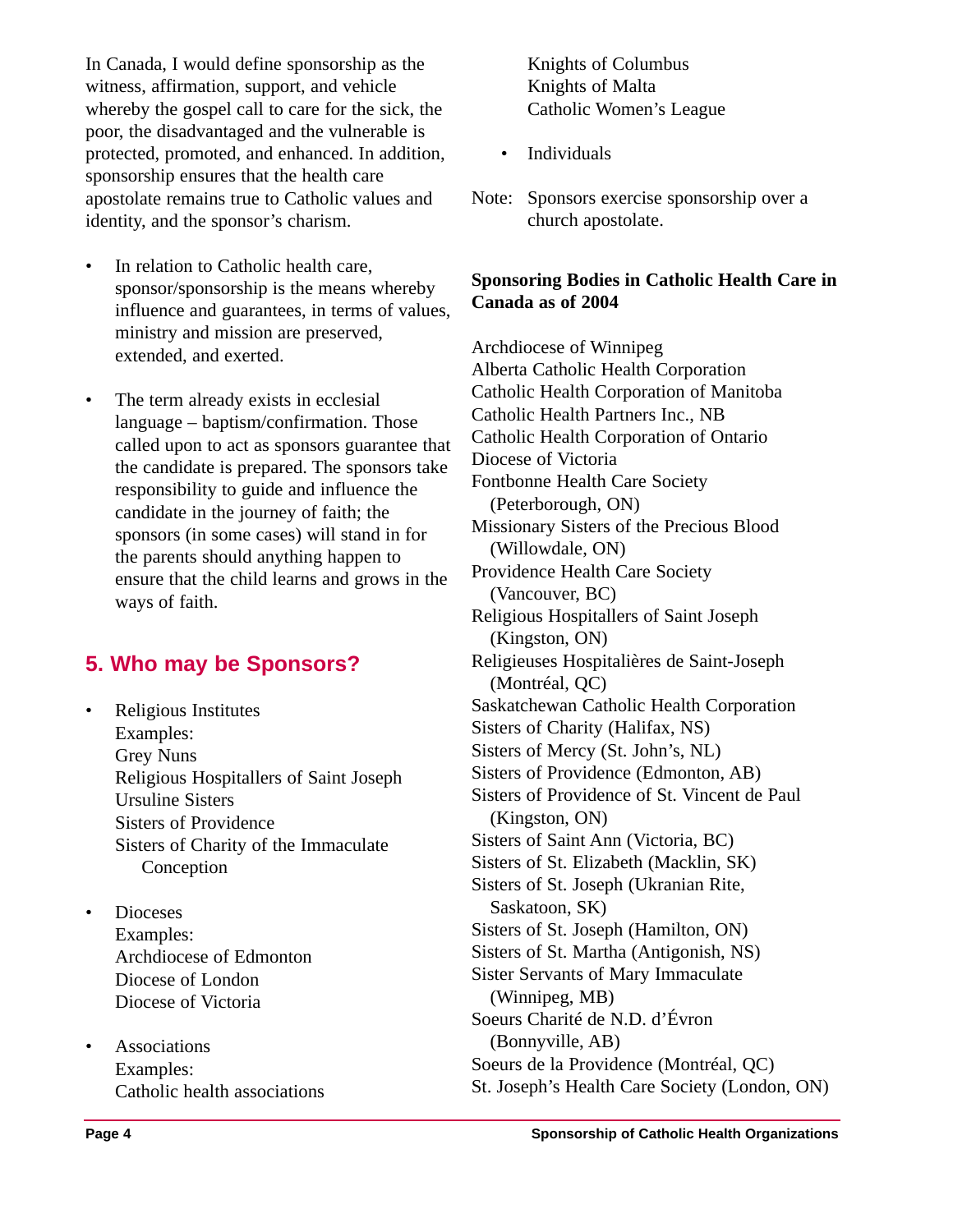In Canada, I would define sponsorship as the witness, affirmation, support, and vehicle whereby the gospel call to care for the sick, the poor, the disadvantaged and the vulnerable is protected, promoted, and enhanced. In addition, sponsorship ensures that the health care apostolate remains true to Catholic values and identity, and the sponsor's charism.

- In relation to Catholic health care, sponsor/sponsorship is the means whereby influence and guarantees, in terms of values, ministry and mission are preserved, extended, and exerted.

- The term already exists in ecclesial language – baptism/confirmation. Those called upon to act as sponsors guarantee that the candidate is prepared. The sponsors take responsibility to guide and influence the candidate in the journey of faith; the sponsors (in some cases) will stand in for the parents should anything happen to ensure that the child learns and grows in the ways of faith.

## 5. Who may be Sponsors?

- Religious Institutes
  Examples:
  Grey Nuns
  Religious Hospitallers of Saint Joseph
  Ursuline Sisters
  Sisters of Providence
  Sisters of Charity of the Immaculate Conception

- Dioceses
  Examples:
  Archdiocese of Edmonton
  Diocese of London
  Diocese of Victoria

- Associations
  Examples:
  Catholic health associations
  Knights of Columbus
  Knights of Malta
  Catholic Women's League

- Individuals

Note: Sponsors exercise sponsorship over a church apostolate.

**Sponsoring Bodies in Catholic Health Care in Canada as of 2004**

Archdiocese of Winnipeg
Alberta Catholic Health Corporation
Catholic Health Corporation of Manitoba
Catholic Health Partners Inc., NB
Catholic Health Corporation of Ontario
Diocese of Victoria
Fontbonne Health Care Society (Peterborough, ON)
Missionary Sisters of the Precious Blood (Willowdale, ON)
Providence Health Care Society (Vancouver, BC)
Religious Hospitallers of Saint Joseph (Kingston, ON)
Religieuses Hospitalières de Saint-Joseph (Montréal, QC)
Saskatchewan Catholic Health Corporation
Sisters of Charity (Halifax, NS)
Sisters of Mercy (St. John's, NL)
Sisters of Providence (Edmonton, AB)
Sisters of Providence of St. Vincent de Paul (Kingston, ON)
Sisters of Saint Ann (Victoria, BC)
Sisters of St. Elizabeth (Macklin, SK)
Sisters of St. Joseph (Ukranian Rite, Saskatoon, SK)
Sisters of St. Joseph (Hamilton, ON)
Sisters of St. Martha (Antigonish, NS)
Sister Servants of Mary Immaculate (Winnipeg, MB)
Soeurs Charité de N.D. d'Évron (Bonnyville, AB)
Soeurs de la Providence (Montréal, QC)
St. Joseph's Health Care Society (London, ON)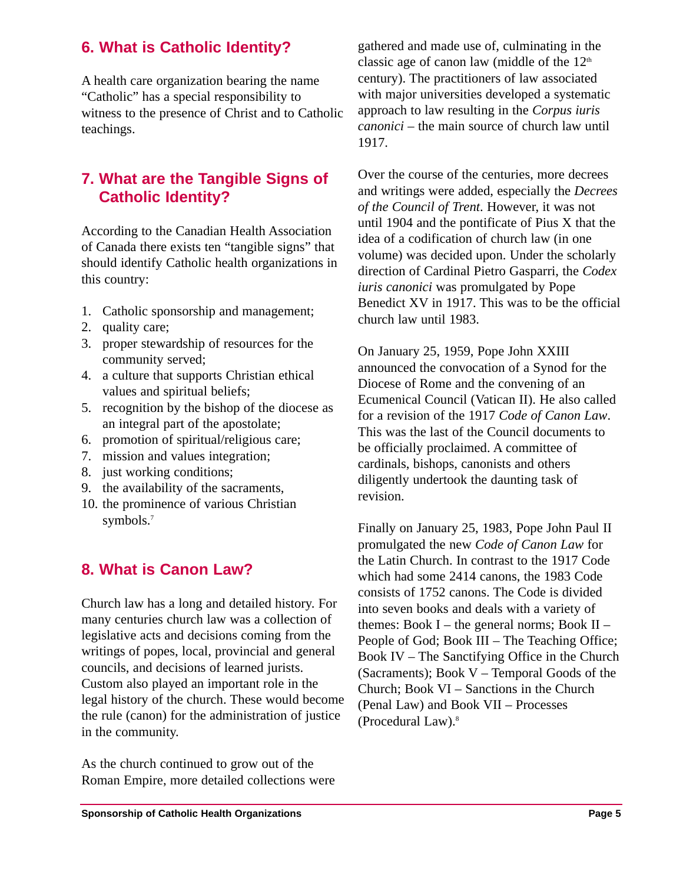## 6. What is Catholic Identity?

A health care organization bearing the name "Catholic" has a special responsibility to witness to the presence of Christ and to Catholic teachings.

## 7. What are the Tangible Signs of Catholic Identity?

According to the Canadian Health Association of Canada there exists ten "tangible signs" that should identify Catholic health organizations in this country:

1. Catholic sponsorship and management;
2. quality care;
3. proper stewardship of resources for the community served;
4. a culture that supports Christian ethical values and spiritual beliefs;
5. recognition by the bishop of the diocese as an integral part of the apostolate;
6. promotion of spiritual/religious care;
7. mission and values integration;
8. just working conditions;
9. the availability of the sacraments,
10. the prominence of various Christian symbols.[7]

## 8. What is Canon Law?

Church law has a long and detailed history. For many centuries church law was a collection of legislative acts and decisions coming from the writings of popes, local, provincial and general councils, and decisions of learned jurists. Custom also played an important role in the legal history of the church. These would become the rule (canon) for the administration of justice in the community.

As the church continued to grow out of the Roman Empire, more detailed collections were gathered and made use of, culminating in the classic age of canon law (middle of the 12th century). The practitioners of law associated with major universities developed a systematic approach to law resulting in the *Corpus iuris canonici* – the main source of church law until 1917.

Over the course of the centuries, more decrees and writings were added, especially the *Decrees of the Council of Trent*. However, it was not until 1904 and the pontificate of Pius X that the idea of a codification of church law (in one volume) was decided upon. Under the scholarly direction of Cardinal Pietro Gasparri, the *Codex iuris canonici* was promulgated by Pope Benedict XV in 1917. This was to be the official church law until 1983.

On January 25, 1959, Pope John XXIII announced the convocation of a Synod for the Diocese of Rome and the convening of an Ecumenical Council (Vatican II). He also called for a revision of the 1917 *Code of Canon Law*. This was the last of the Council documents to be officially proclaimed. A committee of cardinals, bishops, canonists and others diligently undertook the daunting task of revision.

Finally on January 25, 1983, Pope John Paul II promulgated the new *Code of Canon Law* for the Latin Church. In contrast to the 1917 Code which had some 2414 canons, the 1983 Code consists of 1752 canons. The Code is divided into seven books and deals with a variety of themes: Book I – the general norms; Book II – People of God; Book III – The Teaching Office; Book IV – The Sanctifying Office in the Church (Sacraments); Book V – Temporal Goods of the Church; Book VI – Sanctions in the Church (Penal Law) and Book VII – Processes (Procedural Law).[8]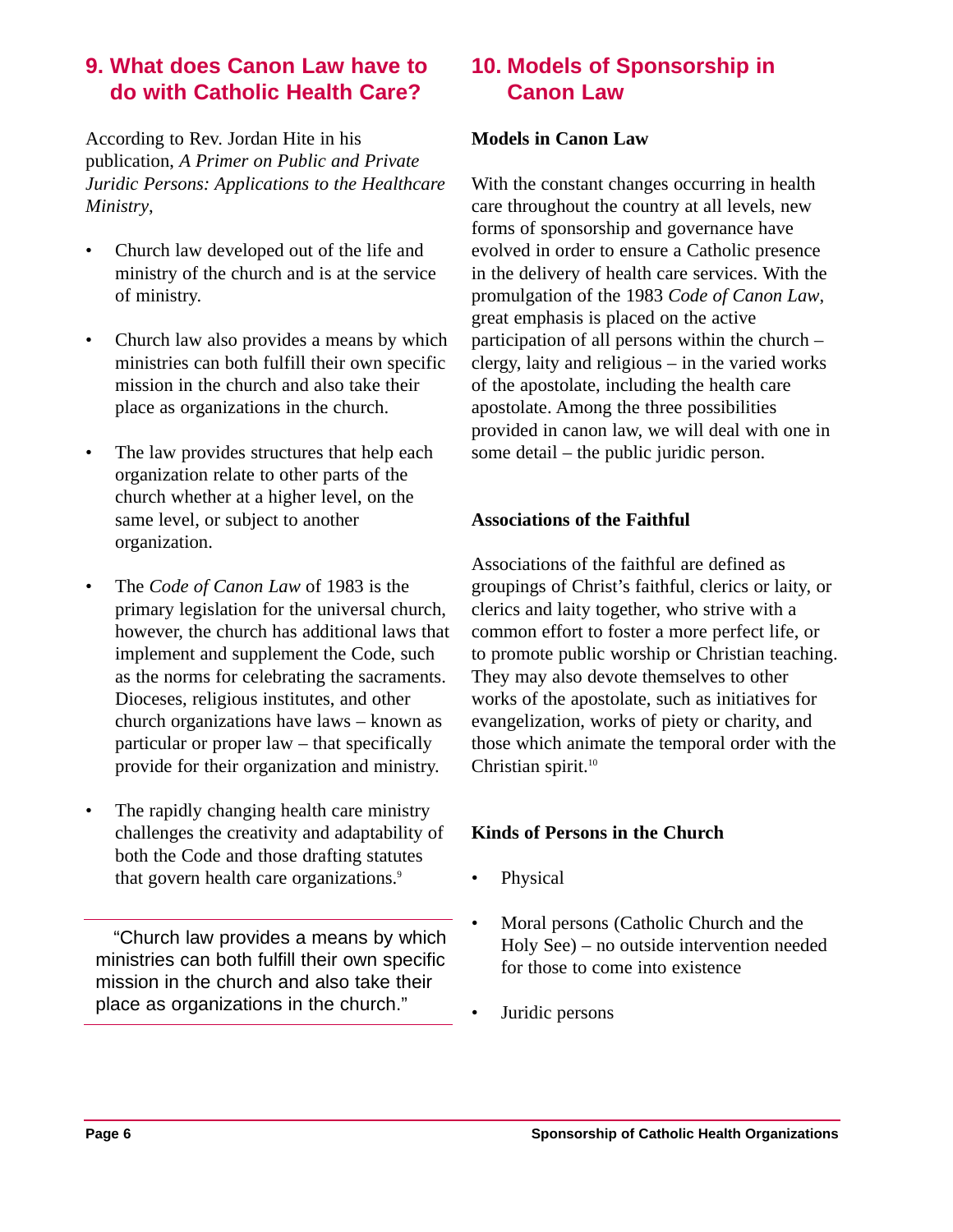## 9. What does Canon Law have to do with Catholic Health Care?

According to Rev. Jordan Hite in his publication, *A Primer on Public and Private Juridic Persons: Applications to the Healthcare Ministry*,

- Church law developed out of the life and ministry of the church and is at the service of ministry.
- Church law also provides a means by which ministries can both fulfill their own specific mission in the church and also take their place as organizations in the church.
- The law provides structures that help each organization relate to other parts of the church whether at a higher level, on the same level, or subject to another organization.
- The *Code of Canon Law* of 1983 is the primary legislation for the universal church, however, the church has additional laws that implement and supplement the Code, such as the norms for celebrating the sacraments. Dioceses, religious institutes, and other church organizations have laws – known as particular or proper law – that specifically provide for their organization and ministry.
- The rapidly changing health care ministry challenges the creativity and adaptability of both the Code and those drafting statutes that govern health care organizations.[9]

> "Church law provides a means by which ministries can both fulfill their own specific mission in the church and also take their place as organizations in the church."

## 10. Models of Sponsorship in Canon Law

**Models in Canon Law**

With the constant changes occurring in health care throughout the country at all levels, new forms of sponsorship and governance have evolved in order to ensure a Catholic presence in the delivery of health care services. With the promulgation of the 1983 *Code of Canon Law*, great emphasis is placed on the active participation of all persons within the church – clergy, laity and religious – in the varied works of the apostolate, including the health care apostolate. Among the three possibilities provided in canon law, we will deal with one in some detail – the public juridic person.

**Associations of the Faithful**

Associations of the faithful are defined as groupings of Christ's faithful, clerics or laity, or clerics and laity together, who strive with a common effort to foster a more perfect life, or to promote public worship or Christian teaching. They may also devote themselves to other works of the apostolate, such as initiatives for evangelization, works of piety or charity, and those which animate the temporal order with the Christian spirit.[10]

**Kinds of Persons in the Church**

- Physical
- Moral persons (Catholic Church and the Holy See) – no outside intervention needed for those to come into existence
- Juridic persons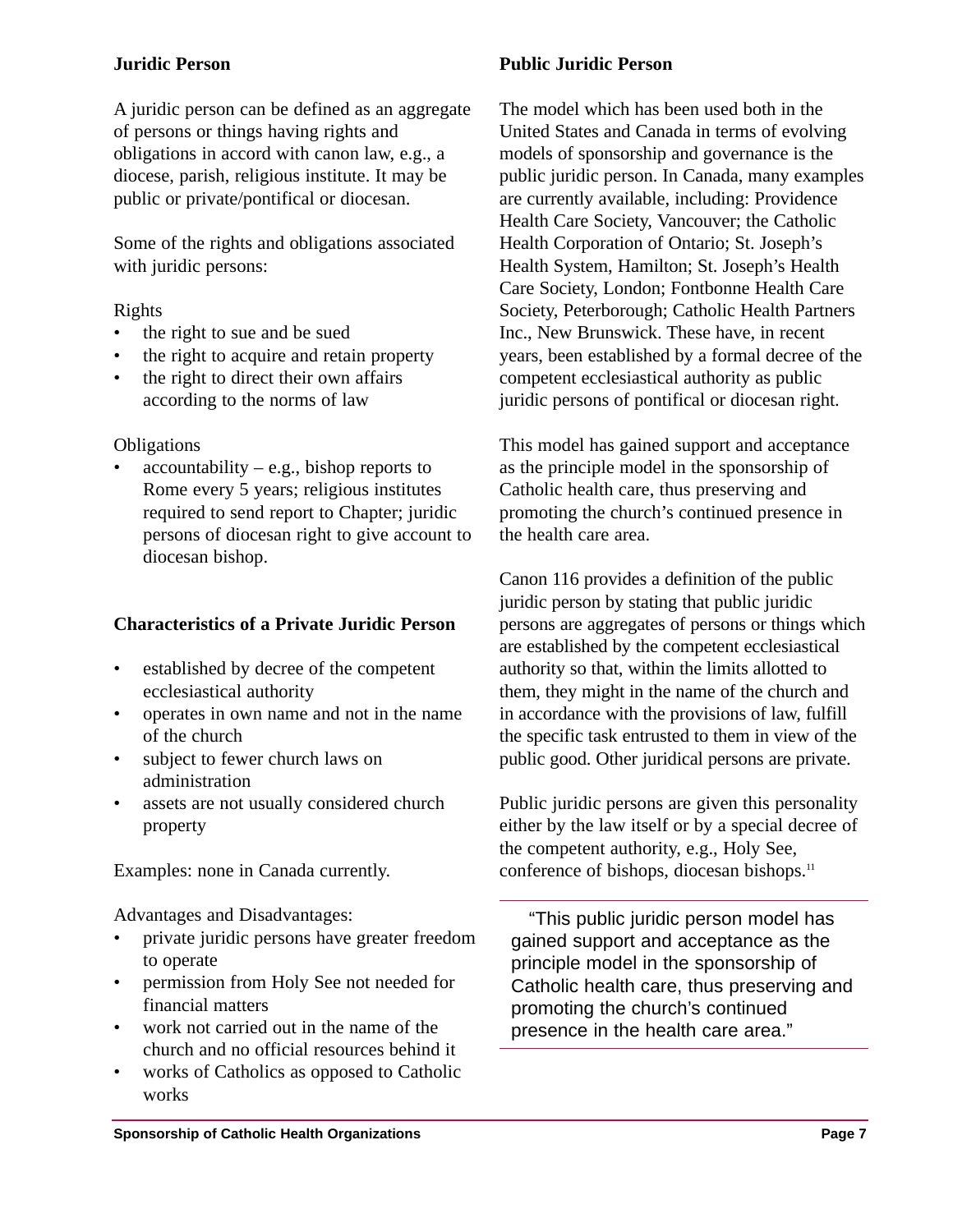### Juridic Person

A juridic person can be defined as an aggregate of persons or things having rights and obligations in accord with canon law, e.g., a diocese, parish, religious institute. It may be public or private/pontifical or diocesan.

Some of the rights and obligations associated with juridic persons:

Rights

- the right to sue and be sued
- the right to acquire and retain property
- the right to direct their own affairs according to the norms of law

Obligations

- accountability – e.g., bishop reports to Rome every 5 years; religious institutes required to send report to Chapter; juridic persons of diocesan right to give account to diocesan bishop.

### Characteristics of a Private Juridic Person

- established by decree of the competent ecclesiastical authority
- operates in own name and not in the name of the church
- subject to fewer church laws on administration
- assets are not usually considered church property

Examples: none in Canada currently.

Advantages and Disadvantages:

- private juridic persons have greater freedom to operate
- permission from Holy See not needed for financial matters
- work not carried out in the name of the church and no official resources behind it
- works of Catholics as opposed to Catholic works

### Public Juridic Person

The model which has been used both in the United States and Canada in terms of evolving models of sponsorship and governance is the public juridic person. In Canada, many examples are currently available, including: Providence Health Care Society, Vancouver; the Catholic Health Corporation of Ontario; St. Joseph's Health System, Hamilton; St. Joseph's Health Care Society, London; Fontbonne Health Care Society, Peterborough; Catholic Health Partners Inc., New Brunswick. These have, in recent years, been established by a formal decree of the competent ecclesiastical authority as public juridic persons of pontifical or diocesan right.

This model has gained support and acceptance as the principle model in the sponsorship of Catholic health care, thus preserving and promoting the church's continued presence in the health care area.

Canon 116 provides a definition of the public juridic person by stating that public juridic persons are aggregates of persons or things which are established by the competent ecclesiastical authority so that, within the limits allotted to them, they might in the name of the church and in accordance with the provisions of law, fulfill the specific task entrusted to them in view of the public good. Other juridical persons are private.

Public juridic persons are given this personality either by the law itself or by a special decree of the competent authority, e.g., Holy See, conference of bishops, diocesan bishops.[11]

> "This public juridic person model has gained support and acceptance as the principle model in the sponsorship of Catholic health care, thus preserving and promoting the church's continued presence in the health care area."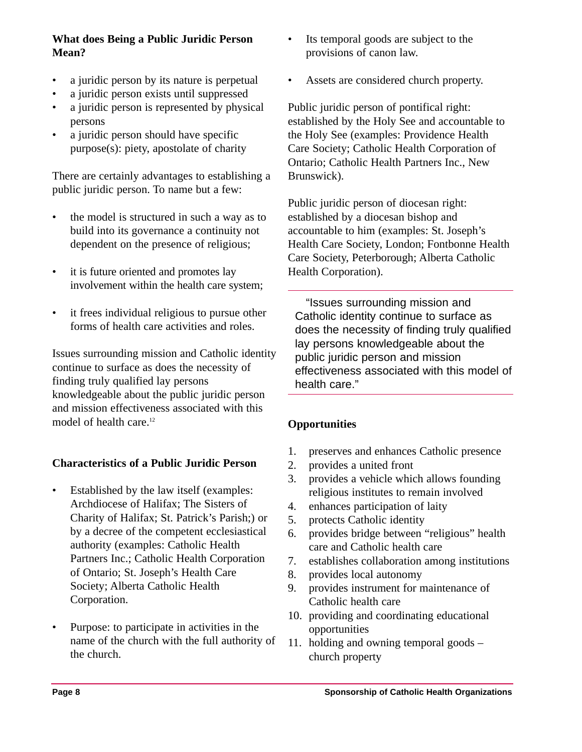### What does Being a Public Juridic Person Mean?

- a juridic person by its nature is perpetual
- a juridic person exists until suppressed
- a juridic person is represented by physical persons
- a juridic person should have specific purpose(s): piety, apostolate of charity

There are certainly advantages to establishing a public juridic person. To name but a few:

- the model is structured in such a way as to build into its governance a continuity not dependent on the presence of religious;
- it is future oriented and promotes lay involvement within the health care system;
- it frees individual religious to pursue other forms of health care activities and roles.

Issues surrounding mission and Catholic identity continue to surface as does the necessity of finding truly qualified lay persons knowledgeable about the public juridic person and mission effectiveness associated with this model of health care.[12]

### Characteristics of a Public Juridic Person

- Established by the law itself (examples: Archdiocese of Halifax; The Sisters of Charity of Halifax; St. Patrick's Parish;) or by a decree of the competent ecclesiastical authority (examples: Catholic Health Partners Inc.; Catholic Health Corporation of Ontario; St. Joseph's Health Care Society; Alberta Catholic Health Corporation.
- Purpose: to participate in activities in the name of the church with the full authority of the church.
- Its temporal goods are subject to the provisions of canon law.
- Assets are considered church property.

Public juridic person of pontifical right: established by the Holy See and accountable to the Holy See (examples: Providence Health Care Society; Catholic Health Corporation of Ontario; Catholic Health Partners Inc., New Brunswick).

Public juridic person of diocesan right: established by a diocesan bishop and accountable to him (examples: St. Joseph's Health Care Society, London; Fontbonne Health Care Society, Peterborough; Alberta Catholic Health Corporation).

> "Issues surrounding mission and Catholic identity continue to surface as does the necessity of finding truly qualified lay persons knowledgeable about the public juridic person and mission effectiveness associated with this model of health care."

### Opportunities

1. preserves and enhances Catholic presence
2. provides a united front
3. provides a vehicle which allows founding religious institutes to remain involved
4. enhances participation of laity
5. protects Catholic identity
6. provides bridge between "religious" health care and Catholic health care
7. establishes collaboration among institutions
8. provides local autonomy
9. provides instrument for maintenance of Catholic health care
10. providing and coordinating educational opportunities
11. holding and owning temporal goods – church property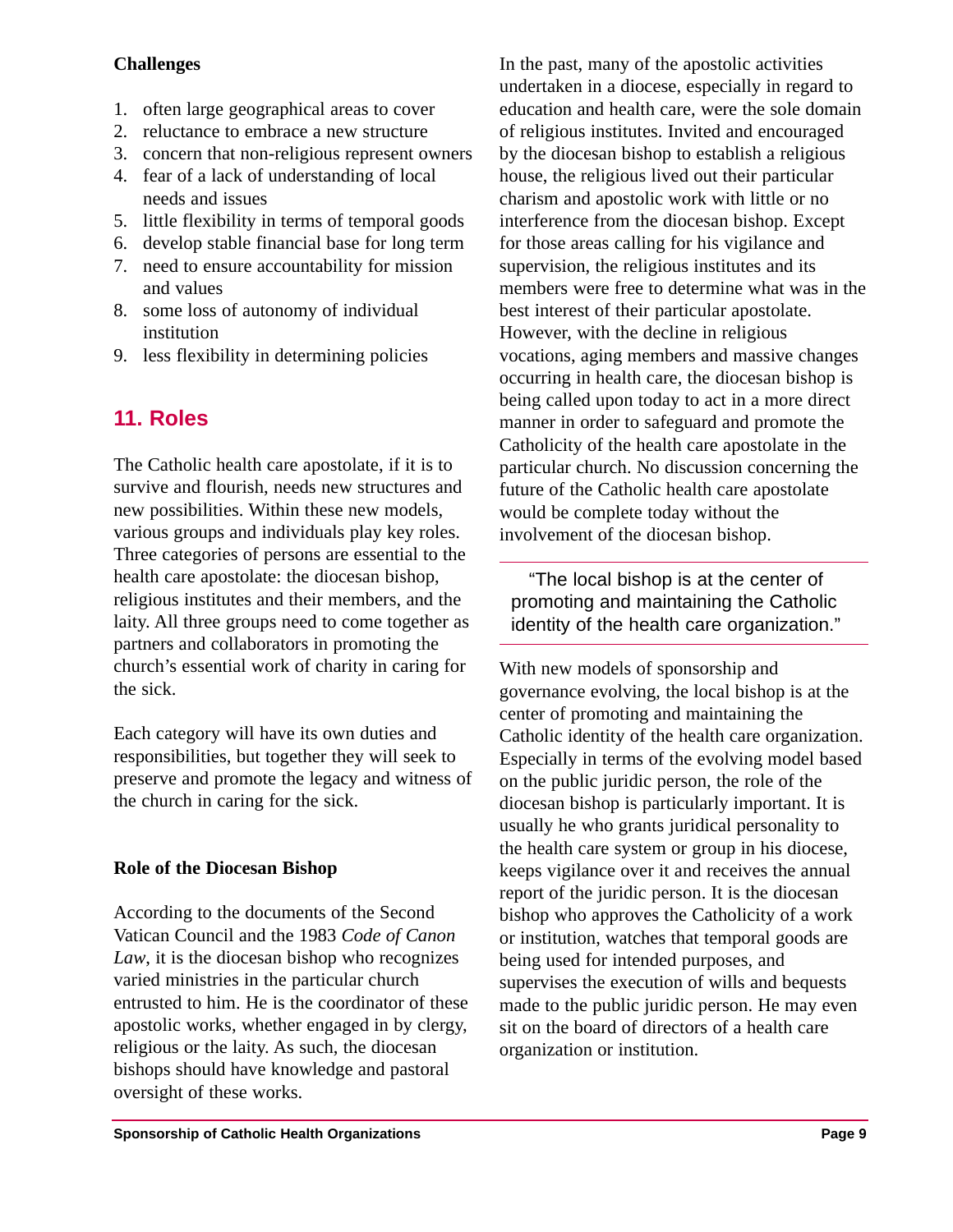**Challenges**

1. often large geographical areas to cover
2. reluctance to embrace a new structure
3. concern that non-religious represent owners
4. fear of a lack of understanding of local needs and issues
5. little flexibility in terms of temporal goods
6. develop stable financial base for long term
7. need to ensure accountability for mission and values
8. some loss of autonomy of individual institution
9. less flexibility in determining policies

## 11. Roles

The Catholic health care apostolate, if it is to survive and flourish, needs new structures and new possibilities. Within these new models, various groups and individuals play key roles. Three categories of persons are essential to the health care apostolate: the diocesan bishop, religious institutes and their members, and the laity. All three groups need to come together as partners and collaborators in promoting the church's essential work of charity in caring for the sick.

Each category will have its own duties and responsibilities, but together they will seek to preserve and promote the legacy and witness of the church in caring for the sick.

**Role of the Diocesan Bishop**

According to the documents of the Second Vatican Council and the 1983 *Code of Canon Law*, it is the diocesan bishop who recognizes varied ministries in the particular church entrusted to him. He is the coordinator of these apostolic works, whether engaged in by clergy, religious or the laity. As such, the diocesan bishops should have knowledge and pastoral oversight of these works.

In the past, many of the apostolic activities undertaken in a diocese, especially in regard to education and health care, were the sole domain of religious institutes. Invited and encouraged by the diocesan bishop to establish a religious house, the religious lived out their particular charism and apostolic work with little or no interference from the diocesan bishop. Except for those areas calling for his vigilance and supervision, the religious institutes and its members were free to determine what was in the best interest of their particular apostolate. However, with the decline in religious vocations, aging members and massive changes occurring in health care, the diocesan bishop is being called upon today to act in a more direct manner in order to safeguard and promote the Catholicity of the health care apostolate in the particular church. No discussion concerning the future of the Catholic health care apostolate would be complete today without the involvement of the diocesan bishop.

> "The local bishop is at the center of promoting and maintaining the Catholic identity of the health care organization."

With new models of sponsorship and governance evolving, the local bishop is at the center of promoting and maintaining the Catholic identity of the health care organization. Especially in terms of the evolving model based on the public juridic person, the role of the diocesan bishop is particularly important. It is usually he who grants juridical personality to the health care system or group in his diocese, keeps vigilance over it and receives the annual report of the juridic person. It is the diocesan bishop who approves the Catholicity of a work or institution, watches that temporal goods are being used for intended purposes, and supervises the execution of wills and bequests made to the public juridic person. He may even sit on the board of directors of a health care organization or institution.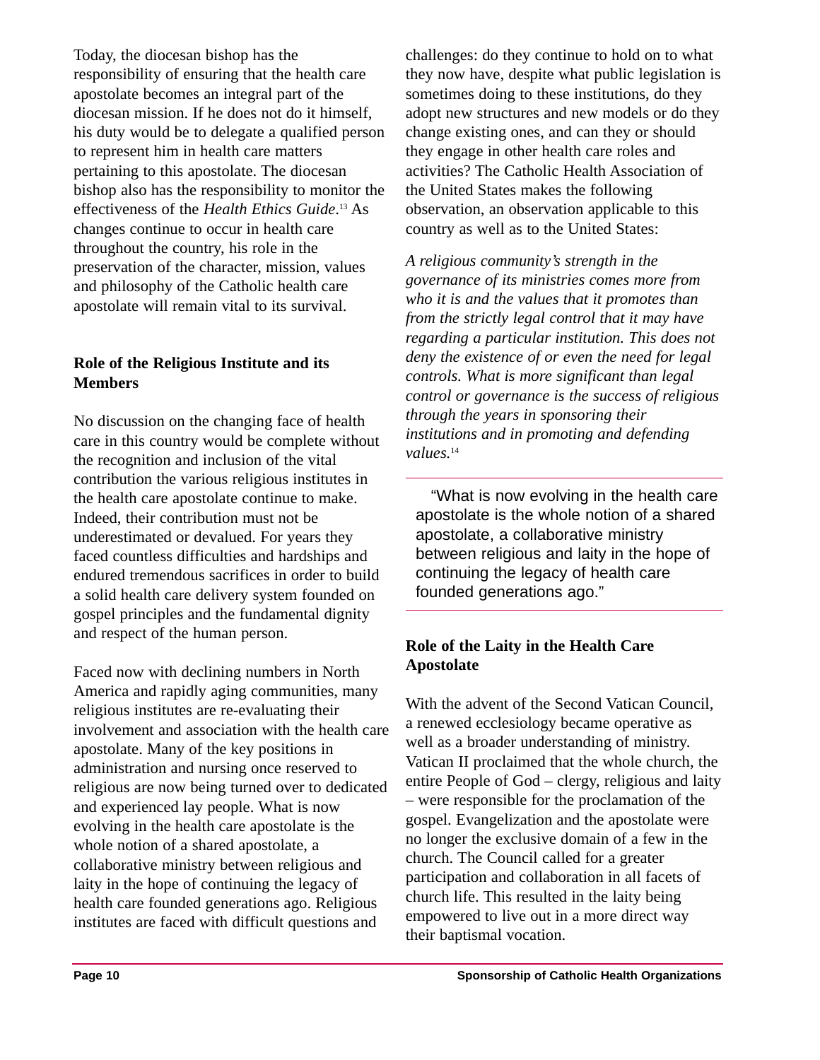Today, the diocesan bishop has the responsibility of ensuring that the health care apostolate becomes an integral part of the diocesan mission. If he does not do it himself, his duty would be to delegate a qualified person to represent him in health care matters pertaining to this apostolate. The diocesan bishop also has the responsibility to monitor the effectiveness of the *Health Ethics Guide*.[13] As changes continue to occur in health care throughout the country, his role in the preservation of the character, mission, values and philosophy of the Catholic health care apostolate will remain vital to its survival.

## Role of the Religious Institute and its Members

No discussion on the changing face of health care in this country would be complete without the recognition and inclusion of the vital contribution the various religious institutes in the health care apostolate continue to make. Indeed, their contribution must not be underestimated or devalued. For years they faced countless difficulties and hardships and endured tremendous sacrifices in order to build a solid health care delivery system founded on gospel principles and the fundamental dignity and respect of the human person.

Faced now with declining numbers in North America and rapidly aging communities, many religious institutes are re-evaluating their involvement and association with the health care apostolate. Many of the key positions in administration and nursing once reserved to religious are now being turned over to dedicated and experienced lay people. What is now evolving in the health care apostolate is the whole notion of a shared apostolate, a collaborative ministry between religious and laity in the hope of continuing the legacy of health care founded generations ago. Religious institutes are faced with difficult questions and challenges: do they continue to hold on to what they now have, despite what public legislation is sometimes doing to these institutions, do they adopt new structures and new models or do they change existing ones, and can they or should they engage in other health care roles and activities? The Catholic Health Association of the United States makes the following observation, an observation applicable to this country as well as to the United States:

*A religious community's strength in the governance of its ministries comes more from who it is and the values that it promotes than from the strictly legal control that it may have regarding a particular institution. This does not deny the existence of or even the need for legal controls. What is more significant than legal control or governance is the success of religious through the years in sponsoring their institutions and in promoting and defending values.*[14]

> "What is now evolving in the health care apostolate is the whole notion of a shared apostolate, a collaborative ministry between religious and laity in the hope of continuing the legacy of health care founded generations ago."

## Role of the Laity in the Health Care Apostolate

With the advent of the Second Vatican Council, a renewed ecclesiology became operative as well as a broader understanding of ministry. Vatican II proclaimed that the whole church, the entire People of God – clergy, religious and laity – were responsible for the proclamation of the gospel. Evangelization and the apostolate were no longer the exclusive domain of a few in the church. The Council called for a greater participation and collaboration in all facets of church life. This resulted in the laity being empowered to live out in a more direct way their baptismal vocation.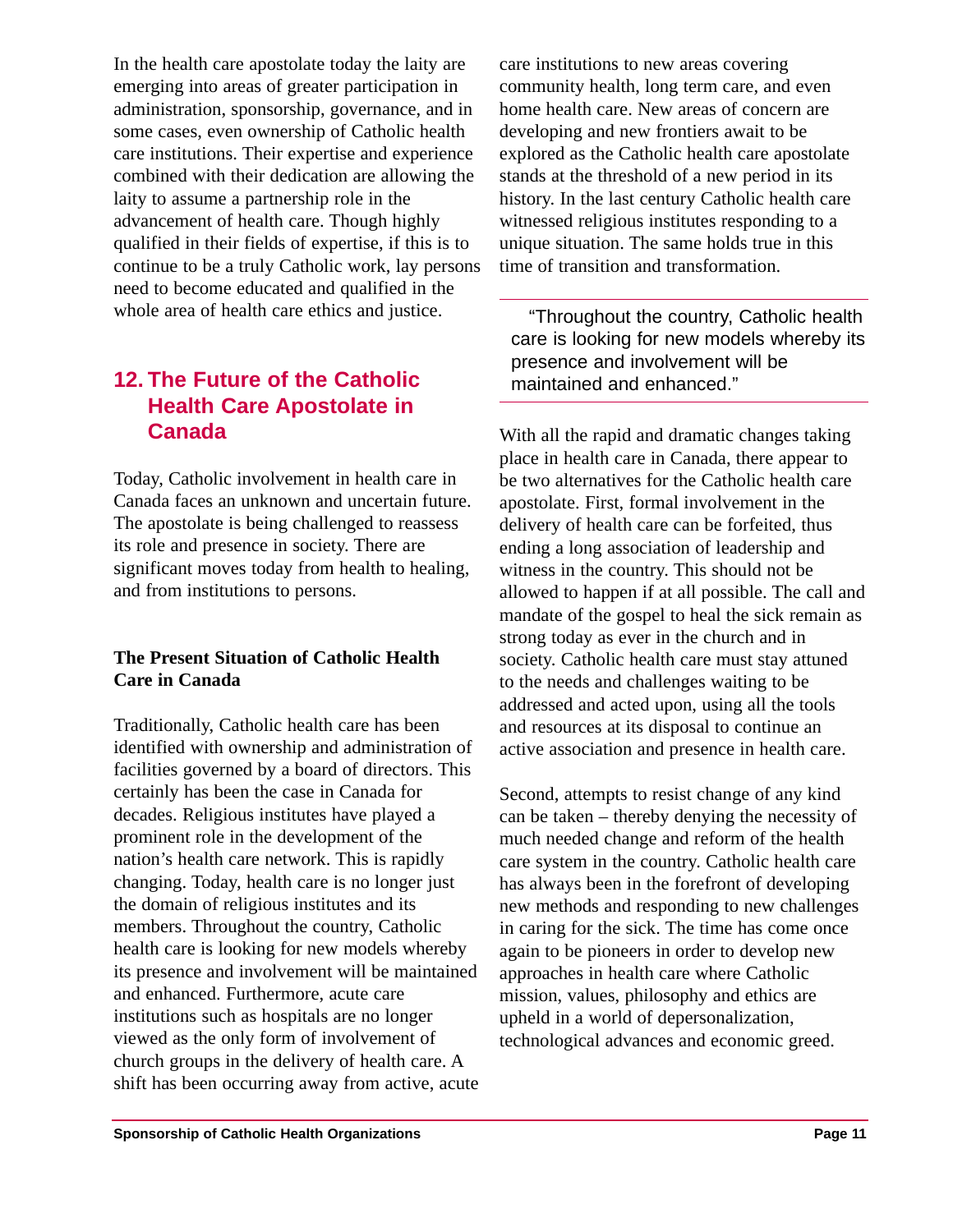In the health care apostolate today the laity are emerging into areas of greater participation in administration, sponsorship, governance, and in some cases, even ownership of Catholic health care institutions. Their expertise and experience combined with their dedication are allowing the laity to assume a partnership role in the advancement of health care. Though highly qualified in their fields of expertise, if this is to continue to be a truly Catholic work, lay persons need to become educated and qualified in the whole area of health care ethics and justice.

## 12. The Future of the Catholic Health Care Apostolate in Canada

Today, Catholic involvement in health care in Canada faces an unknown and uncertain future. The apostolate is being challenged to reassess its role and presence in society. There are significant moves today from health to healing, and from institutions to persons.

### The Present Situation of Catholic Health Care in Canada

Traditionally, Catholic health care has been identified with ownership and administration of facilities governed by a board of directors. This certainly has been the case in Canada for decades. Religious institutes have played a prominent role in the development of the nation's health care network. This is rapidly changing. Today, health care is no longer just the domain of religious institutes and its members. Throughout the country, Catholic health care is looking for new models whereby its presence and involvement will be maintained and enhanced. Furthermore, acute care institutions such as hospitals are no longer viewed as the only form of involvement of church groups in the delivery of health care. A shift has been occurring away from active, acute care institutions to new areas covering community health, long term care, and even home health care. New areas of concern are developing and new frontiers await to be explored as the Catholic health care apostolate stands at the threshold of a new period in its history. In the last century Catholic health care witnessed religious institutes responding to a unique situation. The same holds true in this time of transition and transformation.

> "Throughout the country, Catholic health care is looking for new models whereby its presence and involvement will be maintained and enhanced."

With all the rapid and dramatic changes taking place in health care in Canada, there appear to be two alternatives for the Catholic health care apostolate. First, formal involvement in the delivery of health care can be forfeited, thus ending a long association of leadership and witness in the country. This should not be allowed to happen if at all possible. The call and mandate of the gospel to heal the sick remain as strong today as ever in the church and in society. Catholic health care must stay attuned to the needs and challenges waiting to be addressed and acted upon, using all the tools and resources at its disposal to continue an active association and presence in health care.

Second, attempts to resist change of any kind can be taken – thereby denying the necessity of much needed change and reform of the health care system in the country. Catholic health care has always been in the forefront of developing new methods and responding to new challenges in caring for the sick. The time has come once again to be pioneers in order to develop new approaches in health care where Catholic mission, values, philosophy and ethics are upheld in a world of depersonalization, technological advances and economic greed.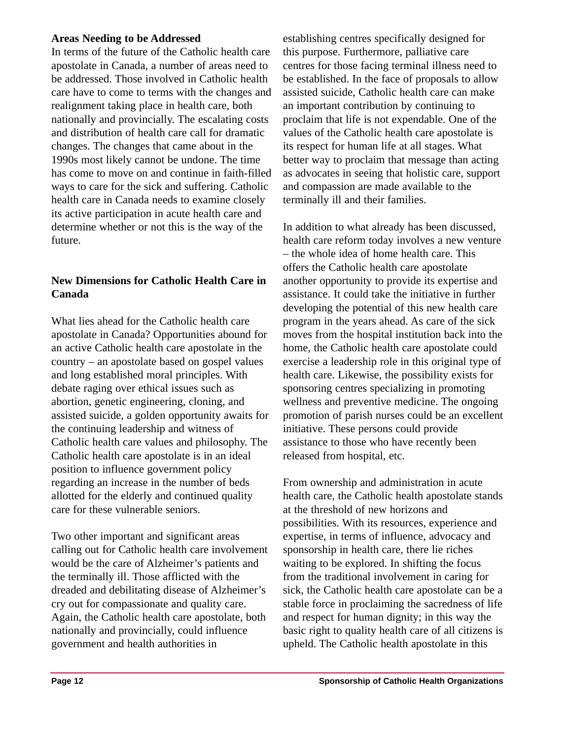### Areas Needing to be Addressed

In terms of the future of the Catholic health care apostolate in Canada, a number of areas need to be addressed. Those involved in Catholic health care have to come to terms with the changes and realignment taking place in health care, both nationally and provincially. The escalating costs and distribution of health care call for dramatic changes. The changes that came about in the 1990s most likely cannot be undone. The time has come to move on and continue in faith-filled ways to care for the sick and suffering. Catholic health care in Canada needs to examine closely its active participation in acute health care and determine whether or not this is the way of the future.

### New Dimensions for Catholic Health Care in Canada

What lies ahead for the Catholic health care apostolate in Canada? Opportunities abound for an active Catholic health care apostolate in the country – an apostolate based on gospel values and long established moral principles. With debate raging over ethical issues such as abortion, genetic engineering, cloning, and assisted suicide, a golden opportunity awaits for the continuing leadership and witness of Catholic health care values and philosophy. The Catholic health care apostolate is in an ideal position to influence government policy regarding an increase in the number of beds allotted for the elderly and continued quality care for these vulnerable seniors.

Two other important and significant areas calling out for Catholic health care involvement would be the care of Alzheimer's patients and the terminally ill. Those afflicted with the dreaded and debilitating disease of Alzheimer's cry out for compassionate and quality care. Again, the Catholic health care apostolate, both nationally and provincially, could influence government and health authorities in establishing centres specifically designed for this purpose. Furthermore, palliative care centres for those facing terminal illness need to be established. In the face of proposals to allow assisted suicide, Catholic health care can make an important contribution by continuing to proclaim that life is not expendable. One of the values of the Catholic health care apostolate is its respect for human life at all stages. What better way to proclaim that message than acting as advocates in seeing that holistic care, support and compassion are made available to the terminally ill and their families.

In addition to what already has been discussed, health care reform today involves a new venture – the whole idea of home health care. This offers the Catholic health care apostolate another opportunity to provide its expertise and assistance. It could take the initiative in further developing the potential of this new health care program in the years ahead. As care of the sick moves from the hospital institution back into the home, the Catholic health care apostolate could exercise a leadership role in this original type of health care. Likewise, the possibility exists for sponsoring centres specializing in promoting wellness and preventive medicine. The ongoing promotion of parish nurses could be an excellent initiative. These persons could provide assistance to those who have recently been released from hospital, etc.

From ownership and administration in acute health care, the Catholic health apostolate stands at the threshold of new horizons and possibilities. With its resources, experience and expertise, in terms of influence, advocacy and sponsorship in health care, there lie riches waiting to be explored. In shifting the focus from the traditional involvement in caring for sick, the Catholic health care apostolate can be a stable force in proclaiming the sacredness of life and respect for human dignity; in this way the basic right to quality health care of all citizens is upheld. The Catholic health apostolate in this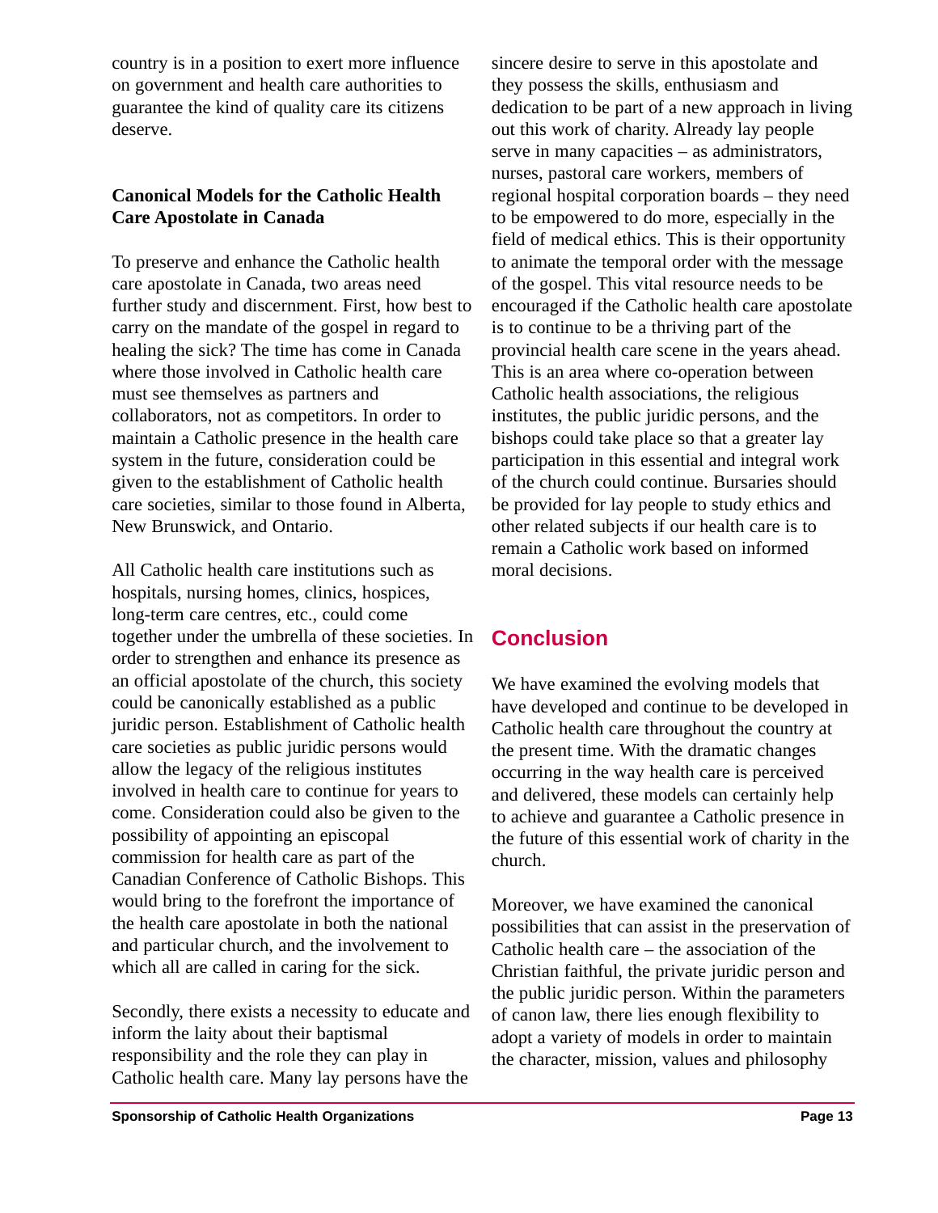country is in a position to exert more influence on government and health care authorities to guarantee the kind of quality care its citizens deserve.

### Canonical Models for the Catholic Health Care Apostolate in Canada

To preserve and enhance the Catholic health care apostolate in Canada, two areas need further study and discernment. First, how best to carry on the mandate of the gospel in regard to healing the sick? The time has come in Canada where those involved in Catholic health care must see themselves as partners and collaborators, not as competitors. In order to maintain a Catholic presence in the health care system in the future, consideration could be given to the establishment of Catholic health care societies, similar to those found in Alberta, New Brunswick, and Ontario.

All Catholic health care institutions such as hospitals, nursing homes, clinics, hospices, long-term care centres, etc., could come together under the umbrella of these societies. In order to strengthen and enhance its presence as an official apostolate of the church, this society could be canonically established as a public juridic person. Establishment of Catholic health care societies as public juridic persons would allow the legacy of the religious institutes involved in health care to continue for years to come. Consideration could also be given to the possibility of appointing an episcopal commission for health care as part of the Canadian Conference of Catholic Bishops. This would bring to the forefront the importance of the health care apostolate in both the national and particular church, and the involvement to which all are called in caring for the sick.

Secondly, there exists a necessity to educate and inform the laity about their baptismal responsibility and the role they can play in Catholic health care. Many lay persons have the sincere desire to serve in this apostolate and they possess the skills, enthusiasm and dedication to be part of a new approach in living out this work of charity. Already lay people serve in many capacities – as administrators, nurses, pastoral care workers, members of regional hospital corporation boards – they need to be empowered to do more, especially in the field of medical ethics. This is their opportunity to animate the temporal order with the message of the gospel. This vital resource needs to be encouraged if the Catholic health care apostolate is to continue to be a thriving part of the provincial health care scene in the years ahead. This is an area where co-operation between Catholic health associations, the religious institutes, the public juridic persons, and the bishops could take place so that a greater lay participation in this essential and integral work of the church could continue. Bursaries should be provided for lay people to study ethics and other related subjects if our health care is to remain a Catholic work based on informed moral decisions.

## Conclusion

We have examined the evolving models that have developed and continue to be developed in Catholic health care throughout the country at the present time. With the dramatic changes occurring in the way health care is perceived and delivered, these models can certainly help to achieve and guarantee a Catholic presence in the future of this essential work of charity in the church.

Moreover, we have examined the canonical possibilities that can assist in the preservation of Catholic health care – the association of the Christian faithful, the private juridic person and the public juridic person. Within the parameters of canon law, there lies enough flexibility to adopt a variety of models in order to maintain the character, mission, values and philosophy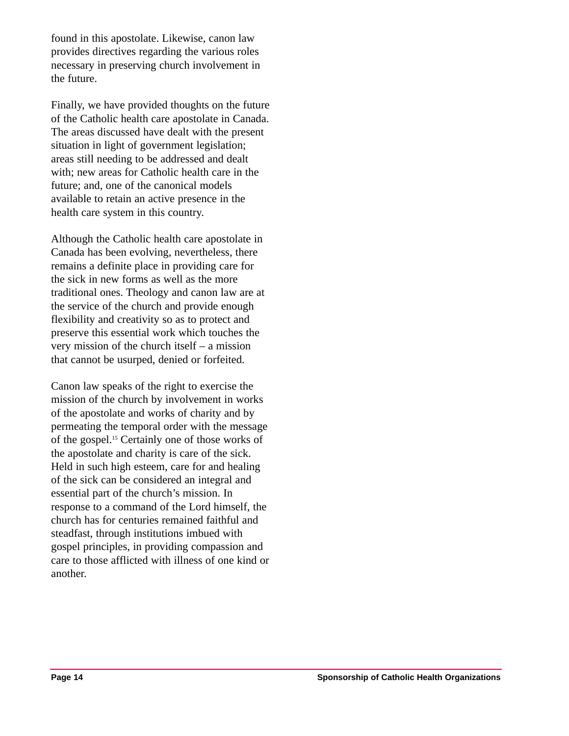found in this apostolate. Likewise, canon law provides directives regarding the various roles necessary in preserving church involvement in the future.

Finally, we have provided thoughts on the future of the Catholic health care apostolate in Canada. The areas discussed have dealt with the present situation in light of government legislation; areas still needing to be addressed and dealt with; new areas for Catholic health care in the future; and, one of the canonical models available to retain an active presence in the health care system in this country.

Although the Catholic health care apostolate in Canada has been evolving, nevertheless, there remains a definite place in providing care for the sick in new forms as well as the more traditional ones. Theology and canon law are at the service of the church and provide enough flexibility and creativity so as to protect and preserve this essential work which touches the very mission of the church itself – a mission that cannot be usurped, denied or forfeited.

Canon law speaks of the right to exercise the mission of the church by involvement in works of the apostolate and works of charity and by permeating the temporal order with the message of the gospel.[15] Certainly one of those works of the apostolate and charity is care of the sick. Held in such high esteem, care for and healing of the sick can be considered an integral and essential part of the church's mission. In response to a command of the Lord himself, the church has for centuries remained faithful and steadfast, through institutions imbued with gospel principles, in providing compassion and care to those afflicted with illness of one kind or another.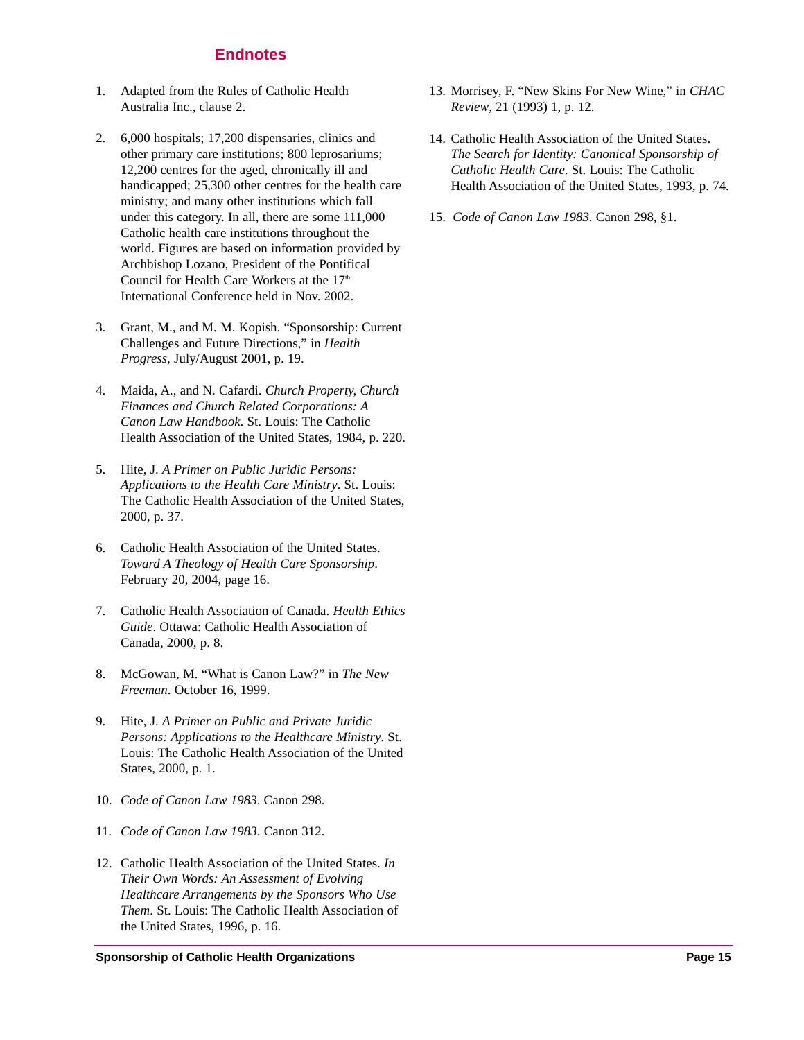## Endnotes

1. Adapted from the Rules of Catholic Health Australia Inc., clause 2.

2. 6,000 hospitals; 17,200 dispensaries, clinics and other primary care institutions; 800 leprosariums; 12,200 centres for the aged, chronically ill and handicapped; 25,300 other centres for the health care ministry; and many other institutions which fall under this category. In all, there are some 111,000 Catholic health care institutions throughout the world. Figures are based on information provided by Archbishop Lozano, President of the Pontifical Council for Health Care Workers at the 17th International Conference held in Nov. 2002.

3. Grant, M., and M. M. Kopish. "Sponsorship: Current Challenges and Future Directions," in *Health Progress*, July/August 2001, p. 19.

4. Maida, A., and N. Cafardi. *Church Property, Church Finances and Church Related Corporations: A Canon Law Handbook*. St. Louis: The Catholic Health Association of the United States, 1984, p. 220.

5. Hite, J. *A Primer on Public Juridic Persons: Applications to the Health Care Ministry*. St. Louis: The Catholic Health Association of the United States, 2000, p. 37.

6. Catholic Health Association of the United States. *Toward A Theology of Health Care Sponsorship*. February 20, 2004, page 16.

7. Catholic Health Association of Canada. *Health Ethics Guide*. Ottawa: Catholic Health Association of Canada, 2000, p. 8.

8. McGowan, M. "What is Canon Law?" in *The New Freeman*. October 16, 1999.

9. Hite, J. *A Primer on Public and Private Juridic Persons: Applications to the Healthcare Ministry*. St. Louis: The Catholic Health Association of the United States, 2000, p. 1.

10. *Code of Canon Law 1983*. Canon 298.

11. *Code of Canon Law 1983*. Canon 312.

12. Catholic Health Association of the United States. *In Their Own Words: An Assessment of Evolving Healthcare Arrangements by the Sponsors Who Use Them*. St. Louis: The Catholic Health Association of the United States, 1996, p. 16.

13. Morrisey, F. "New Skins For New Wine," in *CHAC Review*, 21 (1993) 1, p. 12.

14. Catholic Health Association of the United States. *The Search for Identity: Canonical Sponsorship of Catholic Health Care*. St. Louis: The Catholic Health Association of the United States, 1993, p. 74.

15. *Code of Canon Law 1983*. Canon 298, §1.